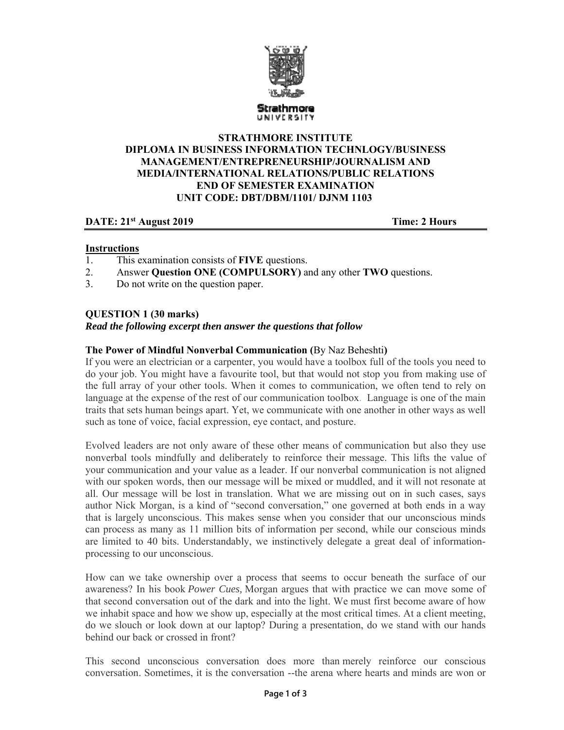Strathmore
UNIVERSITY

**STRATHMORE INSTITUTE**
**DIPLOMA IN BUSINESS INFORMATION TECHNLOGY/BUSINESS MANAGEMENT/ENTREPRENEURSHIP/JOURNALISM AND MEDIA/INTERNATIONAL RELATIONS/PUBLIC RELATIONS**
**END OF SEMESTER EXAMINATION**
**UNIT CODE: DBT/DBM/1101/ DJNM 1103**

**DATE: 21st August 2019** **Time: 2 Hours**

**Instructions**

1. This examination consists of **FIVE** questions.
2. Answer **Question ONE (COMPULSORY)** and any other **TWO** questions.
3. Do not write on the question paper.

**QUESTION 1 (30 marks)**

***Read the following excerpt then answer the questions that follow***

**The Power of Mindful Nonverbal Communication (**By Naz Beheshti**)**

If you were an electrician or a carpenter, you would have a toolbox full of the tools you need to do your job. You might have a favourite tool, but that would not stop you from making use of the full array of your other tools. When it comes to communication, we often tend to rely on language at the expense of the rest of our communication toolbox. Language is one of the main traits that sets human beings apart. Yet, we communicate with one another in other ways as well such as tone of voice, facial expression, eye contact, and posture.

Evolved leaders are not only aware of these other means of communication but also they use nonverbal tools mindfully and deliberately to reinforce their message. This lifts the value of your communication and your value as a leader. If our nonverbal communication is not aligned with our spoken words, then our message will be mixed or muddled, and it will not resonate at all. Our message will be lost in translation. What we are missing out on in such cases, says author Nick Morgan, is a kind of "second conversation," one governed at both ends in a way that is largely unconscious. This makes sense when you consider that our unconscious minds can process as many as 11 million bits of information per second, while our conscious minds are limited to 40 bits. Understandably, we instinctively delegate a great deal of information-processing to our unconscious.

How can we take ownership over a process that seems to occur beneath the surface of our awareness? In his book *Power Cues,* Morgan argues that with practice we can move some of that second conversation out of the dark and into the light. We must first become aware of how we inhabit space and how we show up, especially at the most critical times. At a client meeting, do we slouch or look down at our laptop? During a presentation, do we stand with our hands behind our back or crossed in front?

This second unconscious conversation does more than merely reinforce our conscious conversation. Sometimes, it is the conversation --the arena where hearts and minds are won or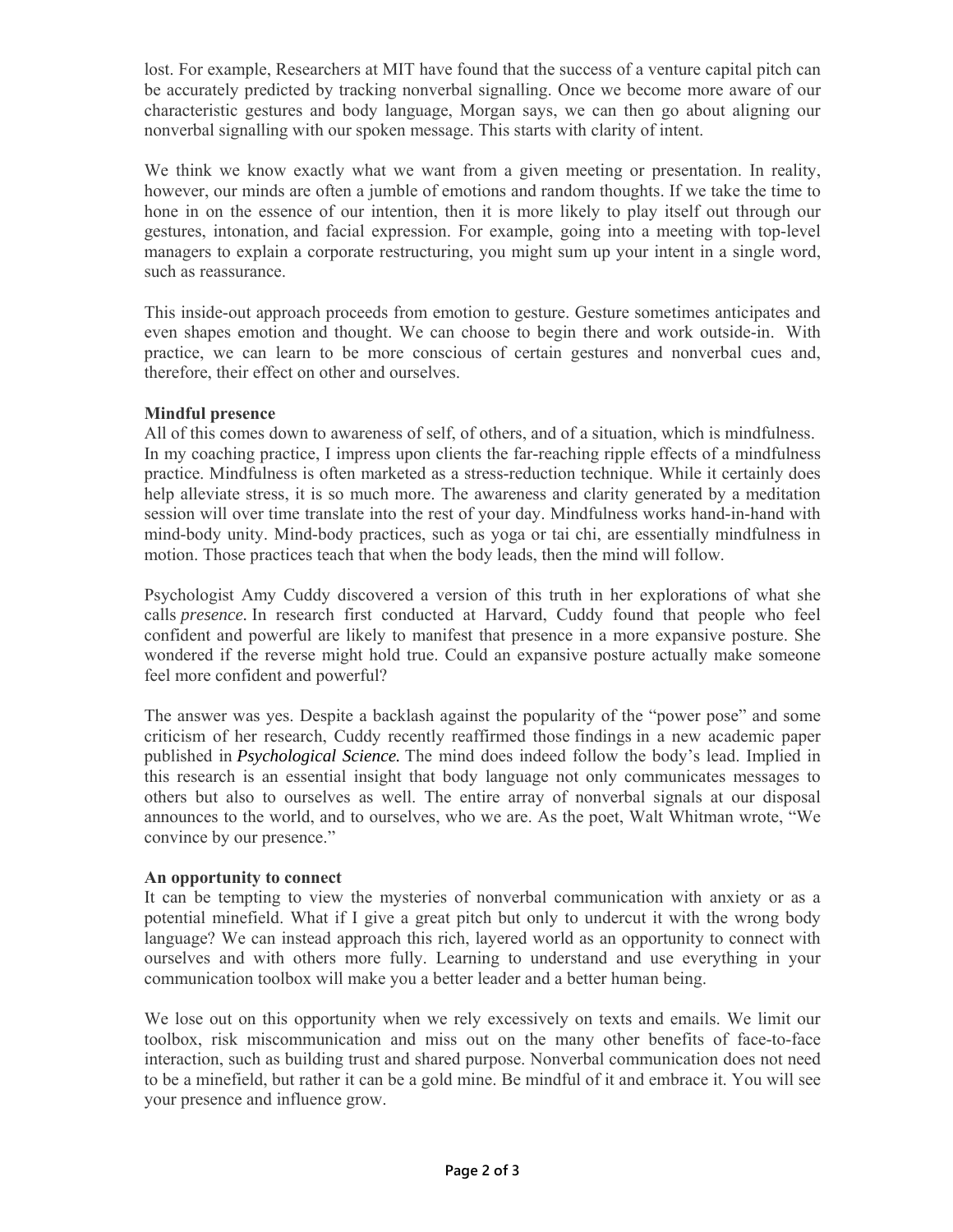lost. For example, Researchers at MIT have found that the success of a venture capital pitch can be accurately predicted by tracking nonverbal signalling. Once we become more aware of our characteristic gestures and body language, Morgan says, we can then go about aligning our nonverbal signalling with our spoken message. This starts with clarity of intent.

We think we know exactly what we want from a given meeting or presentation. In reality, however, our minds are often a jumble of emotions and random thoughts. If we take the time to hone in on the essence of our intention, then it is more likely to play itself out through our gestures, intonation, and facial expression. For example, going into a meeting with top-level managers to explain a corporate restructuring, you might sum up your intent in a single word, such as reassurance.

This inside-out approach proceeds from emotion to gesture. Gesture sometimes anticipates and even shapes emotion and thought. We can choose to begin there and work outside-in. With practice, we can learn to be more conscious of certain gestures and nonverbal cues and, therefore, their effect on other and ourselves.

**Mindful presence**

All of this comes down to awareness of self, of others, and of a situation, which is mindfulness. In my coaching practice, I impress upon clients the far-reaching ripple effects of a mindfulness practice. Mindfulness is often marketed as a stress-reduction technique. While it certainly does help alleviate stress, it is so much more. The awareness and clarity generated by a meditation session will over time translate into the rest of your day. Mindfulness works hand-in-hand with mind-body unity. Mind-body practices, such as yoga or tai chi, are essentially mindfulness in motion. Those practices teach that when the body leads, then the mind will follow.

Psychologist Amy Cuddy discovered a version of this truth in her explorations of what she calls *presence.* In research first conducted at Harvard, Cuddy found that people who feel confident and powerful are likely to manifest that presence in a more expansive posture. She wondered if the reverse might hold true. Could an expansive posture actually make someone feel more confident and powerful?

The answer was yes. Despite a backlash against the popularity of the "power pose" and some criticism of her research, Cuddy recently reaffirmed those findings in a new academic paper published in ***Psychological Science.*** The mind does indeed follow the body's lead. Implied in this research is an essential insight that body language not only communicates messages to others but also to ourselves as well. The entire array of nonverbal signals at our disposal announces to the world, and to ourselves, who we are. As the poet, Walt Whitman wrote, "We convince by our presence."

**An opportunity to connect**

It can be tempting to view the mysteries of nonverbal communication with anxiety or as a potential minefield. What if I give a great pitch but only to undercut it with the wrong body language? We can instead approach this rich, layered world as an opportunity to connect with ourselves and with others more fully. Learning to understand and use everything in your communication toolbox will make you a better leader and a better human being.

We lose out on this opportunity when we rely excessively on texts and emails. We limit our toolbox, risk miscommunication and miss out on the many other benefits of face-to-face interaction, such as building trust and shared purpose. Nonverbal communication does not need to be a minefield, but rather it can be a gold mine. Be mindful of it and embrace it. You will see your presence and influence grow.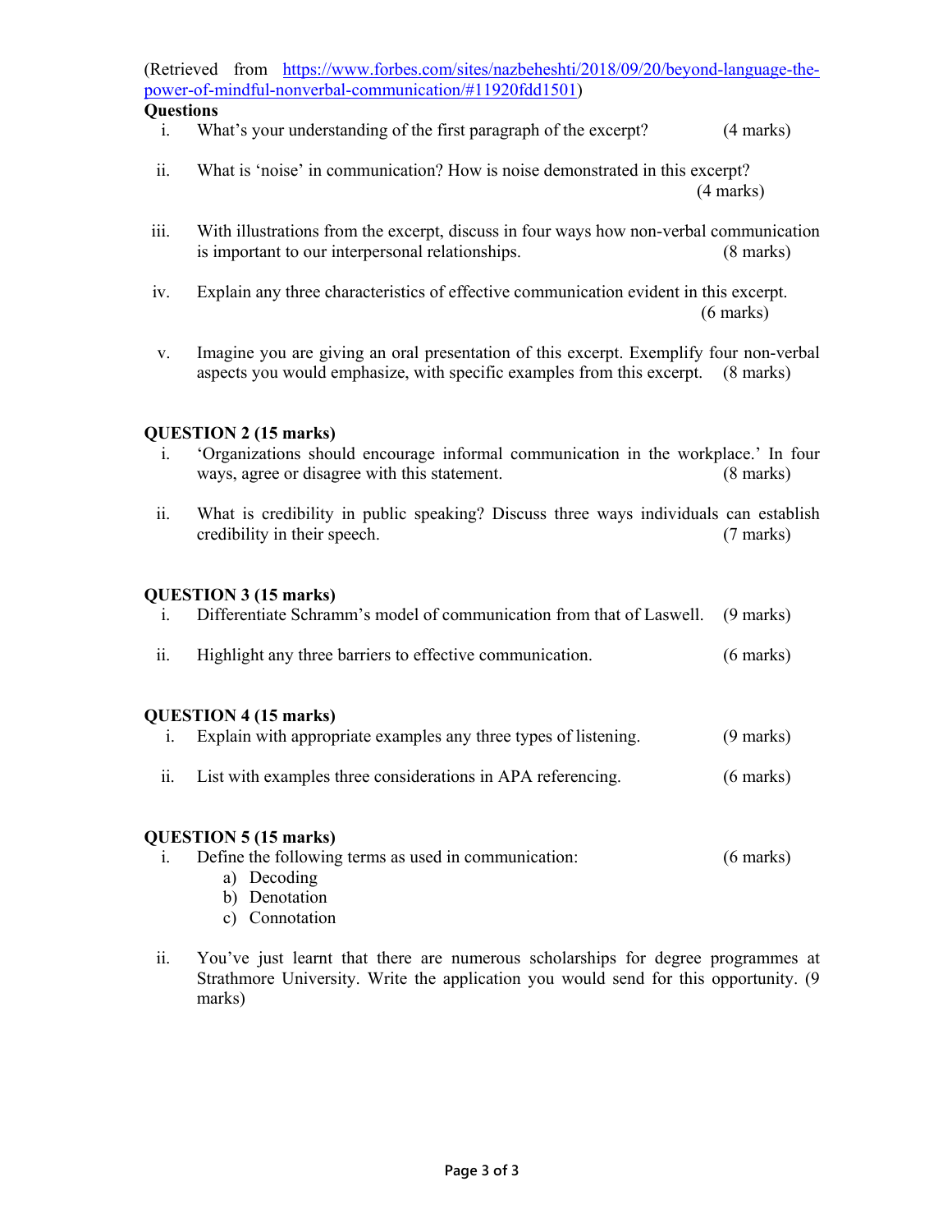(Retrieved from [https://www.forbes.com/sites/nazbeheshti/2018/09/20/beyond-language-the-power-of-mindful-nonverbal-communication/#11920fdd1501](https://www.forbes.com/sites/nazbeheshti/2018/09/20/beyond-language-the-power-of-mindful-nonverbal-communication/#11920fdd1501))

**Questions**

i. What's your understanding of the first paragraph of the excerpt? (4 marks)

ii. What is 'noise' in communication? How is noise demonstrated in this excerpt? (4 marks)

iii. With illustrations from the excerpt, discuss in four ways how non-verbal communication is important to our interpersonal relationships. (8 marks)

iv. Explain any three characteristics of effective communication evident in this excerpt. (6 marks)

v. Imagine you are giving an oral presentation of this excerpt. Exemplify four non-verbal aspects you would emphasize, with specific examples from this excerpt. (8 marks)

## QUESTION 2 (15 marks)

i. 'Organizations should encourage informal communication in the workplace.' In four ways, agree or disagree with this statement. (8 marks)

ii. What is credibility in public speaking? Discuss three ways individuals can establish credibility in their speech. (7 marks)

## QUESTION 3 (15 marks)

i. Differentiate Schramm's model of communication from that of Laswell. (9 marks)

ii. Highlight any three barriers to effective communication. (6 marks)

## QUESTION 4 (15 marks)

i. Explain with appropriate examples any three types of listening. (9 marks)

ii. List with examples three considerations in APA referencing. (6 marks)

## QUESTION 5 (15 marks)

i. Define the following terms as used in communication: (6 marks)
   a) Decoding
   b) Denotation
   c) Connotation

ii. You've just learnt that there are numerous scholarships for degree programmes at Strathmore University. Write the application you would send for this opportunity. (9 marks)